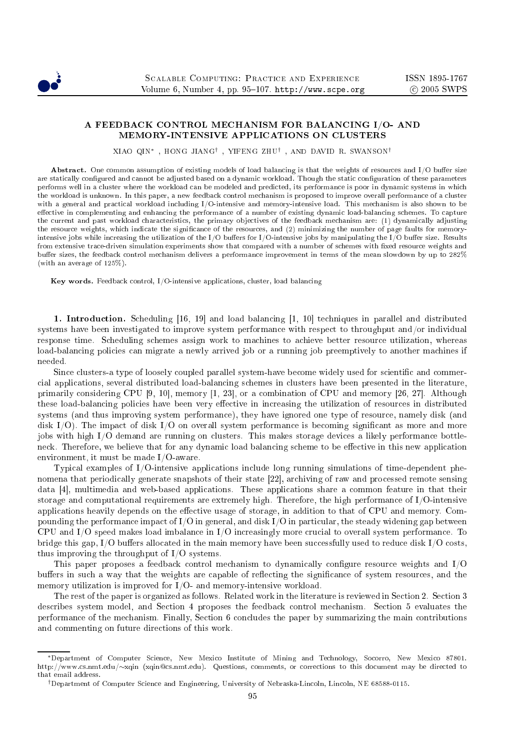# A FEEDBACK CONTROL MECHANISM FOR BALANCING I/O- AND MEMORY-INTENSIVE APPLICATIONS ON CLUSTERS

XIAO QIN[*], HONG JIANG[†], YIFENG ZHU[†], AND DAVID R. SWANSON[†]

**Abstract.** One common assumption of existing models of load balancing is that the weights of resources and I/O buffer size are statically configured and cannot be adjusted based on a dynamic workload. Though the static configuration of these parameters performs well in a cluster where the workload can be modeled and predicted, its performance is poor in dynamic systems in which the workload is unknown. In this paper, a new feedback control mechanism is proposed to improve overall performance of a cluster with a general and practical workload including I/O-intensive and memory-intensive load. This mechanism is also shown to be effective in complementing and enhancing the performance of a number of existing dynamic load-balancing schemes. To capture the current and past workload characteristics, the primary objectives of the feedback mechanism are: (1) dynamically adjusting the resource weights, which indicate the significance of the resources, and (2) minimizing the number of page faults for memory-intensive jobs while increasing the utilization of the I/O buffers for I/O-intensive jobs by manipulating the I/O buffer size. Results from extensive trace-driven simulation experiments show that compared with a number of schemes with fixed resource weights and buffer sizes, the feedback control mechanism delivers a performance improvement in terms of the mean slowdown by up to 282% (with an average of 125%).

**Key words.** Feedback control, I/O-intensive applications, cluster, load balancing

## 1. Introduction.

Scheduling [16, 19] and load balancing [1, 10] techniques in parallel and distributed systems have been investigated to improve system performance with respect to throughput and/or individual response time. Scheduling schemes assign work to machines to achieve better resource utilization, whereas load-balancing policies can migrate a newly arrived job or a running job preemptively to another machines if needed.

Since clusters-a type of loosely coupled parallel system-have become widely used for scientific and commercial applications, several distributed load-balancing schemes in clusters have been presented in the literature, primarily considering CPU [9, 10], memory [1, 23], or a combination of CPU and memory [26, 27]. Although these load-balancing policies have been very effective in increasing the utilization of resources in distributed systems (and thus improving system performance), they have ignored one type of resource, namely disk (and disk I/O). The impact of disk I/O on overall system performance is becoming significant as more and more jobs with high I/O demand are running on clusters. This makes storage devices a likely performance bottleneck. Therefore, we believe that for any dynamic load balancing scheme to be effective in this new application environment, it must be made I/O-aware.

Typical examples of I/O-intensive applications include long running simulations of time-dependent phenomena that periodically generate snapshots of their state [22], archiving of raw and processed remote sensing data [4], multimedia and web-based applications. These applications share a common feature in that their storage and computational requirements are extremely high. Therefore, the high performance of I/O-intensive applications heavily depends on the effective usage of storage, in addition to that of CPU and memory. Compounding the performance impact of I/O in general, and disk I/O in particular, the steady widening gap between CPU and I/O speed makes load imbalance in I/O increasingly more crucial to overall system performance. To bridge this gap, I/O buffers allocated in the main memory have been successfully used to reduce disk I/O costs, thus improving the throughput of I/O systems.

This paper proposes a feedback control mechanism to dynamically configure resource weights and I/O buffers in such a way that the weights are capable of reflecting the significance of system resources, and the memory utilization is improved for I/O- and memory-intensive workload.

The rest of the paper is organized as follows. Related work in the literature is reviewed in Section 2. Section 3 describes system model, and Section 4 proposes the feedback control mechanism. Section 5 evaluates the performance of the mechanism. Finally, Section 6 concludes the paper by summarizing the main contributions and commenting on future directions of this work.

---

[*] Department of Computer Science, New Mexico Institute of Mining and Technology, Socorro, New Mexico 87801. http://www.cs.nmt.edu/~xqin (xqin@cs.nmt.edu). Questions, comments, or corrections to this document may be directed to that email address.

[†] Department of Computer Science and Engineering, University of Nebraska-Lincoln, Lincoln, NE 68588-0115.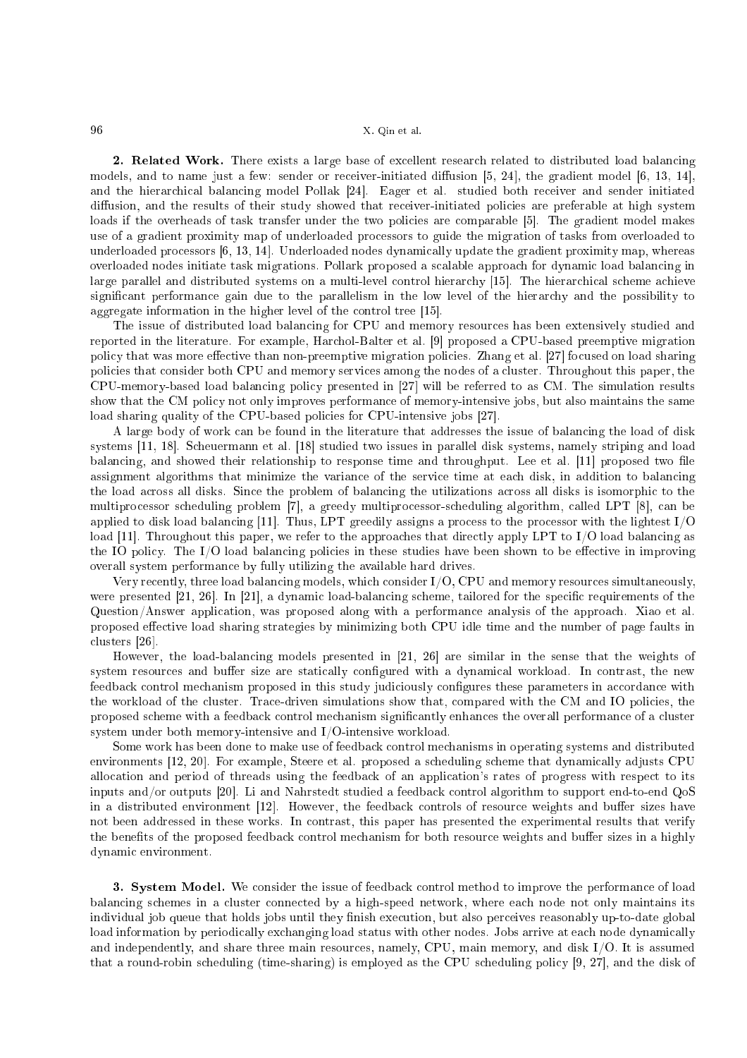**2. Related Work.** There exists a large base of excellent research related to distributed load balancing models, and to name just a few: sender or receiver-initiated diffusion [5, 24], the gradient model [6, 13, 14], and the hierarchical balancing model Pollak [24]. Eager et al. studied both receiver and sender initiated diffusion, and the results of their study showed that receiver-initiated policies are preferable at high system loads if the overheads of task transfer under the two policies are comparable [5]. The gradient model makes use of a gradient proximity map of underloaded processors to guide the migration of tasks from overloaded to underloaded processors [6, 13, 14]. Underloaded nodes dynamically update the gradient proximity map, whereas overloaded nodes initiate task migrations. Pollark proposed a scalable approach for dynamic load balancing in large parallel and distributed systems on a multi-level control hierarchy [15]. The hierarchical scheme achieve significant performance gain due to the parallelism in the low level of the hierarchy and the possibility to aggregate information in the higher level of the control tree [15].

The issue of distributed load balancing for CPU and memory resources has been extensively studied and reported in the literature. For example, Harchol-Balter et al. [9] proposed a CPU-based preemptive migration policy that was more effective than non-preemptive migration policies. Zhang et al. [27] focused on load sharing policies that consider both CPU and memory services among the nodes of a cluster. Throughout this paper, the CPU-memory-based load balancing policy presented in [27] will be referred to as CM. The simulation results show that the CM policy not only improves performance of memory-intensive jobs, but also maintains the same load sharing quality of the CPU-based policies for CPU-intensive jobs [27].

A large body of work can be found in the literature that addresses the issue of balancing the load of disk systems [11, 18]. Scheuermann et al. [18] studied two issues in parallel disk systems, namely striping and load balancing, and showed their relationship to response time and throughput. Lee et al. [11] proposed two file assignment algorithms that minimize the variance of the service time at each disk, in addition to balancing the load across all disks. Since the problem of balancing the utilizations across all disks is isomorphic to the multiprocessor scheduling problem [7], a greedy multiprocessor-scheduling algorithm, called LPT [8], can be applied to disk load balancing [11]. Thus, LPT greedily assigns a process to the processor with the lightest I/O load [11]. Throughout this paper, we refer to the approaches that directly apply LPT to I/O load balancing as the IO policy. The I/O load balancing policies in these studies have been shown to be effective in improving overall system performance by fully utilizing the available hard drives.

Very recently, three load balancing models, which consider I/O, CPU and memory resources simultaneously, were presented [21, 26]. In [21], a dynamic load-balancing scheme, tailored for the specific requirements of the Question/Answer application, was proposed along with a performance analysis of the approach. Xiao et al. proposed effective load sharing strategies by minimizing both CPU idle time and the number of page faults in clusters [26].

However, the load-balancing models presented in [21, 26] are similar in the sense that the weights of system resources and buffer size are statically configured with a dynamical workload. In contrast, the new feedback control mechanism proposed in this study judiciously configures these parameters in accordance with the workload of the cluster. Trace-driven simulations show that, compared with the CM and IO policies, the proposed scheme with a feedback control mechanism significantly enhances the overall performance of a cluster system under both memory-intensive and I/O-intensive workload.

Some work has been done to make use of feedback control mechanisms in operating systems and distributed environments [12, 20]. For example, Steere et al. proposed a scheduling scheme that dynamically adjusts CPU allocation and period of threads using the feedback of an application's rates of progress with respect to its inputs and/or outputs [20]. Li and Nahrstedt studied a feedback control algorithm to support end-to-end QoS in a distributed environment [12]. However, the feedback controls of resource weights and buffer sizes have not been addressed in these works. In contrast, this paper has presented the experimental results that verify the benefits of the proposed feedback control mechanism for both resource weights and buffer sizes in a highly dynamic environment.

**3. System Model.** We consider the issue of feedback control method to improve the performance of load balancing schemes in a cluster connected by a high-speed network, where each node not only maintains its individual job queue that holds jobs until they finish execution, but also perceives reasonably up-to-date global load information by periodically exchanging load status with other nodes. Jobs arrive at each node dynamically and independently, and share three main resources, namely, CPU, main memory, and disk I/O. It is assumed that a round-robin scheduling (time-sharing) is employed as the CPU scheduling policy [9, 27], and the disk of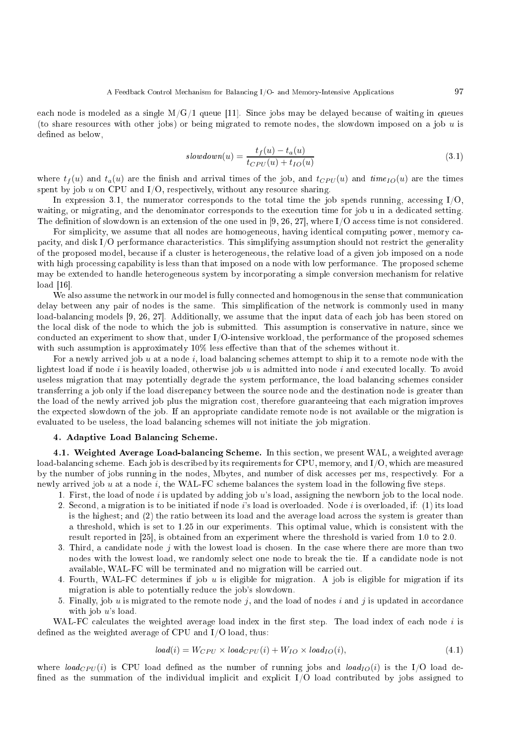each node is modeled as a single M/G/1 queue [11]. Since jobs may be delayed because of waiting in queues (to share resources with other jobs) or being migrated to remote nodes, the slowdown imposed on a job $u$ is defined as below,

$$slowdown(u) = \frac{t_f(u) - t_a(u)}{t_{CPU}(u) + t_{IO}(u)} \tag{3.1}$$

where $t_f(u)$ and $t_a(u)$ are the finish and arrival times of the job, and $t_{CPU}(u)$ and $time_{IO}(u)$ are the times spent by job $u$ on CPU and I/O, respectively, without any resource sharing.

In expression 3.1, the numerator corresponds to the total time the job spends running, accessing I/O, waiting, or migrating, and the denominator corresponds to the execution time for job u in a dedicated setting. The definition of slowdown is an extension of the one used in [9, 26, 27], where I/O access time is not considered.

For simplicity, we assume that all nodes are homogeneous, having identical computing power, memory capacity, and disk I/O performance characteristics. This simplifying assumption should not restrict the generality of the proposed model, because if a cluster is heterogeneous, the relative load of a given job imposed on a node with high processing capability is less than that imposed on a node with low performance. The proposed scheme may be extended to handle heterogeneous system by incorporating a simple conversion mechanism for relative load [16].

We also assume the network in our model is fully connected and homogenous in the sense that communication delay between any pair of nodes is the same. This simplification of the network is commonly used in many load-balancing models [9, 26, 27]. Additionally, we assume that the input data of each job has been stored on the local disk of the node to which the job is submitted. This assumption is conservative in nature, since we conducted an experiment to show that, under I/O-intensive workload, the performance of the proposed schemes with such assumption is approximately 10% less effective than that of the schemes without it.

For a newly arrived job $u$ at a node $i$, load balancing schemes attempt to ship it to a remote node with the lightest load if node $i$ is heavily loaded, otherwise job $u$ is admitted into node $i$ and executed locally. To avoid useless migration that may potentially degrade the system performance, the load balancing schemes consider transferring a job only if the load discrepancy between the source node and the destination node is greater than the load of the newly arrived job plus the migration cost, therefore guaranteeing that each migration improves the expected slowdown of the job. If an appropriate candidate remote node is not available or the migration is evaluated to be useless, the load balancing schemes will not initiate the job migration.

## 4. Adaptive Load Balancing Scheme.

**4.1. Weighted Average Load-balancing Scheme.** In this section, we present WAL, a weighted average load-balancing scheme. Each job is described by its requirements for CPU, memory, and I/O, which are measured by the number of jobs running in the nodes, Mbytes, and number of disk accesses per ms, respectively. For a newly arrived job $u$ at a node $i$, the WAL-FC scheme balances the system load in the following five steps.

1. First, the load of node $i$ is updated by adding job $u$'s load, assigning the newborn job to the local node.
2. Second, a migration is to be initiated if node $i$'s load is overloaded. Node $i$ is overloaded, if: (1) its load is the highest; and (2) the ratio between its load and the average load across the system is greater than a threshold, which is set to 1.25 in our experiments. This optimal value, which is consistent with the result reported in [25], is obtained from an experiment where the threshold is varied from 1.0 to 2.0.
3. Third, a candidate node $j$ with the lowest load is chosen. In the case where there are more than two nodes with the lowest load, we randomly select one node to break the tie. If a candidate node is not available, WAL-FC will be terminated and no migration will be carried out.
4. Fourth, WAL-FC determines if job $u$ is eligible for migration. A job is eligible for migration if its migration is able to potentially reduce the job's slowdown.
5. Finally, job $u$ is migrated to the remote node $j$, and the load of nodes $i$ and $j$ is updated in accordance with job $u$'s load.

WAL-FC calculates the weighted average load index in the first step. The load index of each node $i$ is defined as the weighted average of CPU and I/O load, thus:

$$load(i) = W_{CPU} \times load_{CPU}(i) + W_{IO} \times load_{IO}(i), \tag{4.1}$$

where $load_{CPU}(i)$ is CPU load defined as the number of running jobs and $load_{IO}(i)$ is the I/O load defined as the summation of the individual implicit and explicit I/O load contributed by jobs assigned to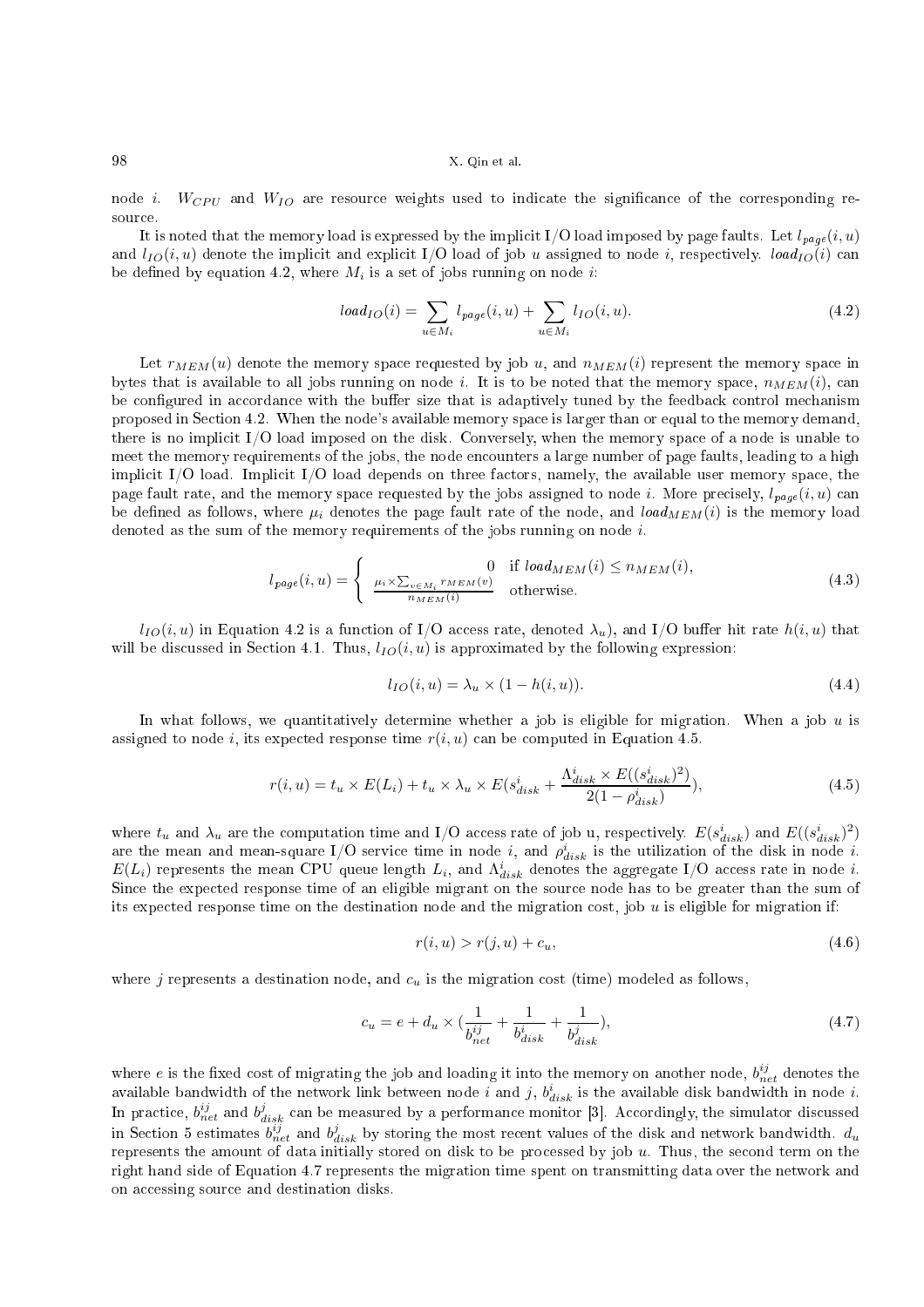node $i$. $W_{CPU}$ and $W_{IO}$ are resource weights used to indicate the significance of the corresponding resource.

It is noted that the memory load is expressed by the implicit I/O load imposed by page faults. Let $l_{page}(i, u)$ and $l_{IO}(i, u)$ denote the implicit and explicit I/O load of job $u$ assigned to node $i$, respectively. $load_{IO}(i)$ can be defined by equation 4.2, where $M_i$ is a set of jobs running on node $i$:

$$load_{IO}(i) = \sum_{u \in M_i} l_{page}(i, u) + \sum_{u \in M_i} l_{IO}(i, u). \tag{4.2}$$

Let $r_{MEM}(u)$ denote the memory space requested by job $u$, and $n_{MEM}(i)$ represent the memory space in bytes that is available to all jobs running on node $i$. It is to be noted that the memory space, $n_{MEM}(i)$, can be configured in accordance with the buffer size that is adaptively tuned by the feedback control mechanism proposed in Section 4.2. When the node's available memory space is larger than or equal to the memory demand, there is no implicit I/O load imposed on the disk. Conversely, when the memory space of a node is unable to meet the memory requirements of the jobs, the node encounters a large number of page faults, leading to a high implicit I/O load. Implicit I/O load depends on three factors, namely, the available user memory space, the page fault rate, and the memory space requested by the jobs assigned to node $i$. More precisely, $l_{page}(i, u)$ can be defined as follows, where $\mu_i$ denotes the page fault rate of the node, and $load_{MEM}(i)$ is the memory load denoted as the sum of the memory requirements of the jobs running on node $i$.

$$l_{page}(i, u) = \begin{cases} 0 & \text{if } load_{MEM}(i) \leq n_{MEM}(i), \\ \frac{\mu_i \times \sum_{v \in M_i} r_{MEM}(v)}{n_{MEM}(i)} & \text{otherwise.} \end{cases} \tag{4.3}$$

$l_{IO}(i, u)$ in Equation 4.2 is a function of I/O access rate, denoted $\lambda_u$), and I/O buffer hit rate $h(i, u)$ that will be discussed in Section 4.1. Thus, $l_{IO}(i, u)$ is approximated by the following expression:

$$l_{IO}(i, u) = \lambda_u \times (1 - h(i, u)). \tag{4.4}$$

In what follows, we quantitatively determine whether a job is eligible for migration. When a job $u$ is assigned to node $i$, its expected response time $r(i, u)$ can be computed in Equation 4.5.

$$r(i, u) = t_u \times E(L_i) + t_u \times \lambda_u \times E(s^i_{disk} + \frac{\Lambda^i_{disk} \times E((s^i_{disk})^2)}{2(1 - \rho^i_{disk})}), \tag{4.5}$$

where $t_u$ and $\lambda_u$ are the computation time and I/O access rate of job u, respectively. $E(s^i_{disk})$ and $E((s^i_{disk})^2)$ are the mean and mean-square I/O service time in node $i$, and $\rho^i_{disk}$ is the utilization of the disk in node $i$. $E(L_i)$ represents the mean CPU queue length $L_i$, and $\Lambda^i_{disk}$ denotes the aggregate I/O access rate in node $i$. Since the expected response time of an eligible migrant on the source node has to be greater than the sum of its expected response time on the destination node and the migration cost, job $u$ is eligible for migration if:

$$r(i, u) > r(j, u) + c_u, \tag{4.6}$$

where $j$ represents a destination node, and $c_u$ is the migration cost (time) modeled as follows,

$$c_u = e + d_u \times (\frac{1}{b^{ij}_{net}} + \frac{1}{b^i_{disk}} + \frac{1}{b^j_{disk}}), \tag{4.7}$$

where $e$ is the fixed cost of migrating the job and loading it into the memory on another node, $b^{ij}_{net}$ denotes the available bandwidth of the network link between node $i$ and $j$, $b^i_{disk}$ is the available disk bandwidth in node $i$. In practice, $b^{ij}_{net}$ and $b^j_{disk}$ can be measured by a performance monitor [3]. Accordingly, the simulator discussed in Section 5 estimates $b^{ij}_{net}$ and $b^j_{disk}$ by storing the most recent values of the disk and network bandwidth. $d_u$ represents the amount of data initially stored on disk to be processed by job $u$. Thus, the second term on the right hand side of Equation 4.7 represents the migration time spent on transmitting data over the network and on accessing source and destination disks.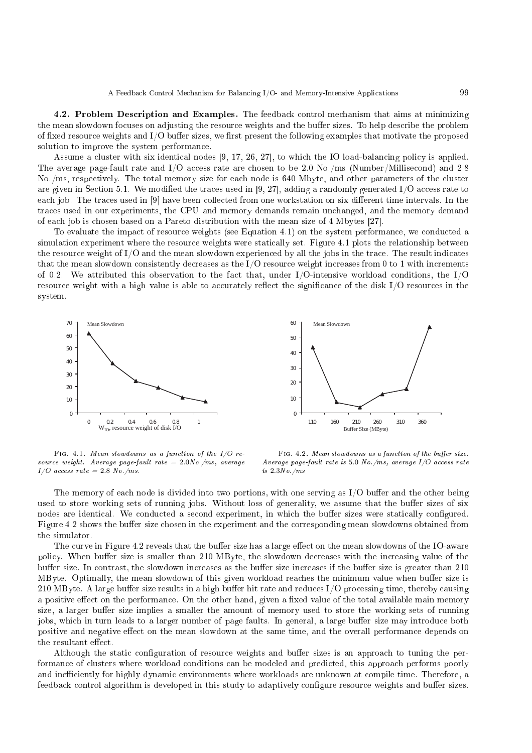**4.2. Problem Description and Examples.** The feedback control mechanism that aims at minimizing the mean slowdown focuses on adjusting the resource weights and the buffer sizes. To help describe the problem of fixed resource weights and I/O buffer sizes, we first present the following examples that motivate the proposed solution to improve the system performance.

Assume a cluster with six identical nodes [9, 17, 26, 27], to which the IO load-balancing policy is applied. The average page-fault rate and I/O access rate are chosen to be 2.0 No./ms (Number/Millisecond) and 2.8 No./ms, respectively. The total memory size for each node is 640 Mbyte, and other parameters of the cluster are given in Section 5.1. We modified the traces used in [9, 27], adding a randomly generated I/O access rate to each job. The traces used in [9] have been collected from one workstation on six different time intervals. In the traces used in our experiments, the CPU and memory demands remain unchanged, and the memory demand of each job is chosen based on a Pareto distribution with the mean size of 4 Mbytes [27].

To evaluate the impact of resource weights (see Equation 4.1) on the system performance, we conducted a simulation experiment where the resource weights were statically set. Figure 4.1 plots the relationship between the resource weight of I/O and the mean slowdown experienced by all the jobs in the trace. The result indicates that the mean slowdown consistently decreases as the I/O resource weight increases from 0 to 1 with increments of 0.2. We attributed this observation to the fact that, under I/O-intensive workload conditions, the I/O resource weight with a high value is able to accurately reflect the significance of the disk I/O resources in the system.

Fig. 4.1. *Mean slowdowns as a function of the I/O resource weight. Average page-fault rate = 2.0No./ms, average I/O access rate = 2.8 No./ms.*

Fig. 4.2. *Mean slowdowns as a function of the buffer size. Average page-fault rate is 5.0 No./ms, average I/O access rate is 2.3No./ms*

The memory of each node is divided into two portions, with one serving as I/O buffer and the other being used to store working sets of running jobs. Without loss of generality, we assume that the buffer sizes of six nodes are identical. We conducted a second experiment, in which the buffer sizes were statically configured. Figure 4.2 shows the buffer size chosen in the experiment and the corresponding mean slowdowns obtained from the simulator.

The curve in Figure 4.2 reveals that the buffer size has a large effect on the mean slowdowns of the IO-aware policy. When buffer size is smaller than 210 MByte, the slowdown decreases with the increasing value of the buffer size. In contrast, the slowdown increases as the buffer size increases if the buffer size is greater than 210 MByte. Optimally, the mean slowdown of this given workload reaches the minimum value when buffer size is 210 MByte. A large buffer size results in a high buffer hit rate and reduces I/O processing time, thereby causing a positive effect on the performance. On the other hand, given a fixed value of the total available main memory size, a larger buffer size implies a smaller the amount of memory used to store the working sets of running jobs, which in turn leads to a larger number of page faults. In general, a large buffer size may introduce both positive and negative effect on the mean slowdown at the same time, and the overall performance depends on the resultant effect.

Although the static configuration of resource weights and buffer sizes is an approach to tuning the performance of clusters where workload conditions can be modeled and predicted, this approach performs poorly and inefficiently for highly dynamic environments where workloads are unknown at compile time. Therefore, a feedback control algorithm is developed in this study to adaptively configure resource weights and buffer sizes.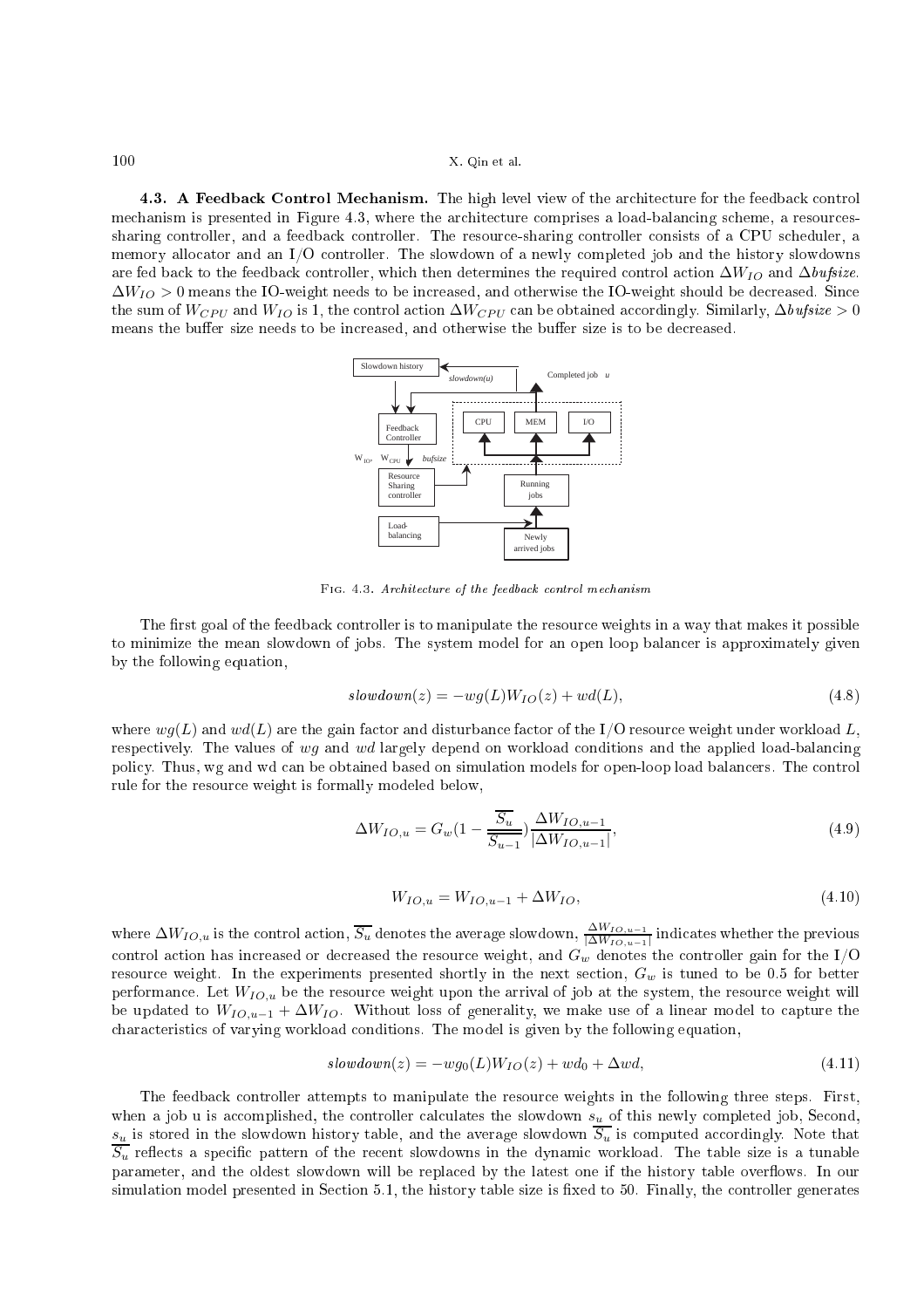**4.3. A Feedback Control Mechanism.** The high level view of the architecture for the feedback control mechanism is presented in Figure 4.3, where the architecture comprises a load-balancing scheme, a resources-sharing controller, and a feedback controller. The resource-sharing controller consists of a CPU scheduler, a memory allocator and an I/O controller. The slowdown of a newly completed job and the history slowdowns are fed back to the feedback controller, which then determines the required control action $\Delta W_{IO}$ and $\Delta bufsize$. $\Delta W_{IO} > 0$ means the IO-weight needs to be increased, and otherwise the IO-weight should be decreased. Since the sum of $W_{CPU}$ and $W_{IO}$ is 1, the control action $\Delta W_{CPU}$ can be obtained accordingly. Similarly, $\Delta bufsize > 0$ means the buffer size needs to be increased, and otherwise the buffer size is to be decreased.

Fig. 4.3. *Architecture of the feedback control mechanism*

The first goal of the feedback controller is to manipulate the resource weights in a way that makes it possible to minimize the mean slowdown of jobs. The system model for an open loop balancer is approximately given by the following equation,

$$slowdown(z) = -wg(L)W_{IO}(z) + wd(L), \tag{4.8}$$

where $wg(L)$ and $wd(L)$ are the gain factor and disturbance factor of the I/O resource weight under workload $L$, respectively. The values of $wg$ and $wd$ largely depend on workload conditions and the applied load-balancing policy. Thus, wg and wd can be obtained based on simulation models for open-loop load balancers. The control rule for the resource weight is formally modeled below,

$$\Delta W_{IO,u} = G_w\left(1 - \frac{\overline{S_u}}{\overline{S_{u-1}}}\right)\frac{\Delta W_{IO,u-1}}{|\Delta W_{IO,u-1}|}, \tag{4.9}$$

$$W_{IO,u} = W_{IO,u-1} + \Delta W_{IO}, \tag{4.10}$$

where $\Delta W_{IO,u}$ is the control action, $\overline{S_u}$ denotes the average slowdown, $\frac{\Delta W_{IO,u-1}}{|\Delta W_{IO,u-1}|}$ indicates whether the previous control action has increased or decreased the resource weight, and $G_w$ denotes the controller gain for the I/O resource weight. In the experiments presented shortly in the next section, $G_w$ is tuned to be 0.5 for better performance. Let $W_{IO,u}$ be the resource weight upon the arrival of job at the system, the resource weight will be updated to $W_{IO,u-1} + \Delta W_{IO}$. Without loss of generality, we make use of a linear model to capture the characteristics of varying workload conditions. The model is given by the following equation,

$$slowdown(z) = -wg_0(L)W_{IO}(z) + wd_0 + \Delta wd, \tag{4.11}$$

The feedback controller attempts to manipulate the resource weights in the following three steps. First, when a job u is accomplished, the controller calculates the slowdown $s_u$ of this newly completed job, Second, $s_u$ is stored in the slowdown history table, and the average slowdown $\overline{S_u}$ is computed accordingly. Note that $\overline{S_u}$ reflects a specific pattern of the recent slowdowns in the dynamic workload. The table size is a tunable parameter, and the oldest slowdown will be replaced by the latest one if the history table overflows. In our simulation model presented in Section 5.1, the history table size is fixed to 50. Finally, the controller generates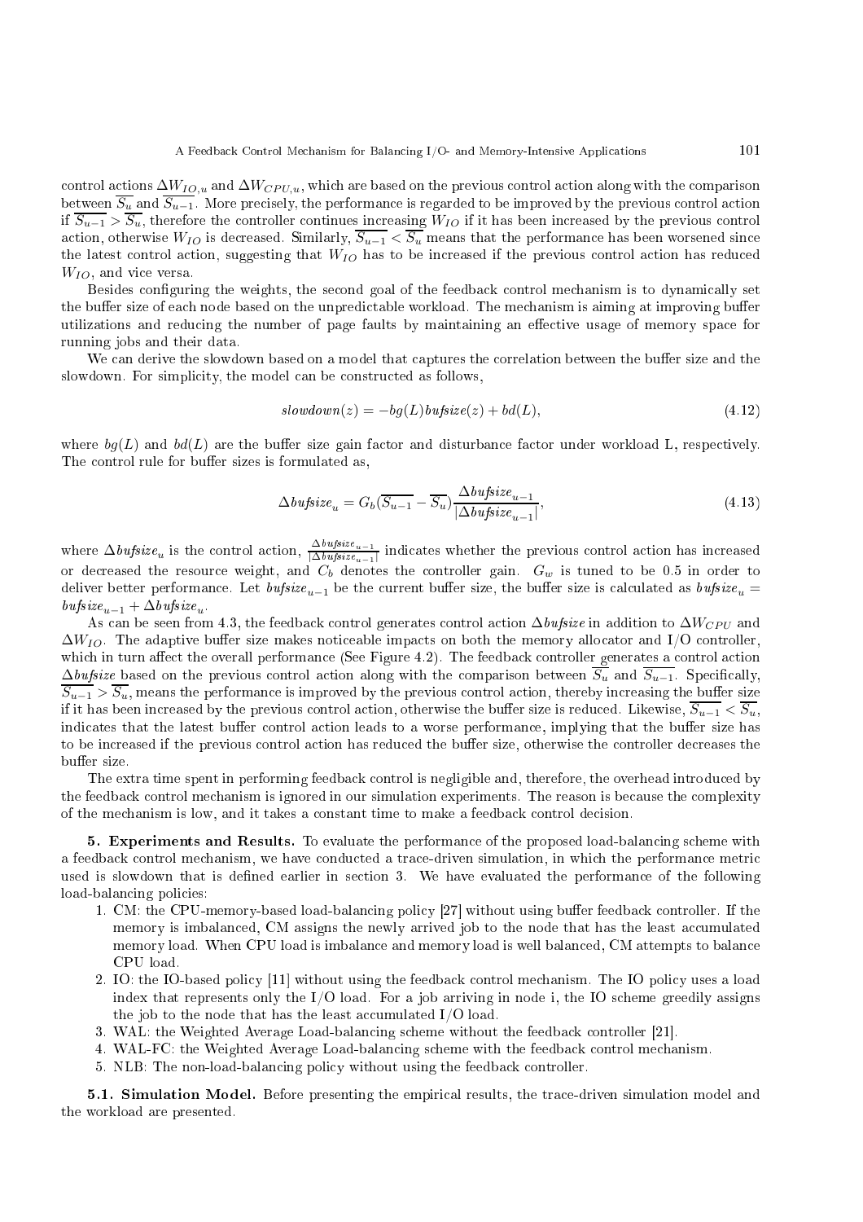control actions $\Delta W_{IO,u}$ and $\Delta W_{CPU,u}$, which are based on the previous control action along with the comparison between $\overline{S_u}$ and $\overline{S_{u-1}}$. More precisely, the performance is regarded to be improved by the previous control action if $\overline{S_{u-1}} > \overline{S_u}$, therefore the controller continues increasing $W_{IO}$ if it has been increased by the previous control action, otherwise $W_{IO}$ is decreased. Similarly, $\overline{S_{u-1}} < \overline{S_u}$ means that the performance has been worsened since the latest control action, suggesting that $W_{IO}$ has to be increased if the previous control action has reduced $W_{IO}$, and vice versa.

Besides configuring the weights, the second goal of the feedback control mechanism is to dynamically set the buffer size of each node based on the unpredictable workload. The mechanism is aiming at improving buffer utilizations and reducing the number of page faults by maintaining an effective usage of memory space for running jobs and their data.

We can derive the slowdown based on a model that captures the correlation between the buffer size and the slowdown. For simplicity, the model can be constructed as follows,

$$slowdown(z) = -bg(L)bufsize(z) + bd(L), \tag{4.12}$$

where $bg(L)$ and $bd(L)$ are the buffer size gain factor and disturbance factor under workload L, respectively. The control rule for buffer sizes is formulated as,

$$\Delta bufsize_u = G_b(\overline{S_{u-1}} - \overline{S_u})\frac{\Delta bufsize_{u-1}}{|\Delta bufsize_{u-1}|}, \tag{4.13}$$

where $\Delta bufsize_u$ is the control action, $\frac{\Delta bufsize_{u-1}}{|\Delta bufsize_{u-1}|}$ indicates whether the previous control action has increased or decreased the resource weight, and $C_b$ denotes the controller gain. $G_w$ is tuned to be 0.5 in order to deliver better performance. Let $bufsize_{u-1}$ be the current buffer size, the buffer size is calculated as $bufsize_u = bufsize_{u-1} + \Delta bufsize_u$.

As can be seen from 4.3, the feedback control generates control action $\Delta bufsize$ in addition to $\Delta W_{CPU}$ and $\Delta W_{IO}$. The adaptive buffer size makes noticeable impacts on both the memory allocator and I/O controller, which in turn affect the overall performance (See Figure 4.2). The feedback controller generates a control action $\Delta bufsize$ based on the previous control action along with the comparison between $\overline{S_u}$ and $\overline{S_{u-1}}$. Specifically, $\overline{S_{u-1}} > \overline{S_u}$, means the performance is improved by the previous control action, thereby increasing the buffer size if it has been increased by the previous control action, otherwise the buffer size is reduced. Likewise, $\overline{S_{u-1}} < \overline{S_u}$, indicates that the latest buffer control action leads to a worse performance, implying that the buffer size has to be increased if the previous control action has reduced the buffer size, otherwise the controller decreases the buffer size.

The extra time spent in performing feedback control is negligible and, therefore, the overhead introduced by the feedback control mechanism is ignored in our simulation experiments. The reason is because the complexity of the mechanism is low, and it takes a constant time to make a feedback control decision.

**5. Experiments and Results.** To evaluate the performance of the proposed load-balancing scheme with a feedback control mechanism, we have conducted a trace-driven simulation, in which the performance metric used is slowdown that is defined earlier in section 3. We have evaluated the performance of the following load-balancing policies:

1. CM: the CPU-memory-based load-balancing policy [27] without using buffer feedback controller. If the memory is imbalanced, CM assigns the newly arrived job to the node that has the least accumulated memory load. When CPU load is imbalance and memory load is well balanced, CM attempts to balance CPU load.
2. IO: the IO-based policy [11] without using the feedback control mechanism. The IO policy uses a load index that represents only the I/O load. For a job arriving in node i, the IO scheme greedily assigns the job to the node that has the least accumulated I/O load.
3. WAL: the Weighted Average Load-balancing scheme without the feedback controller [21].
4. WAL-FC: the Weighted Average Load-balancing scheme with the feedback control mechanism.
5. NLB: The non-load-balancing policy without using the feedback controller.

**5.1. Simulation Model.** Before presenting the empirical results, the trace-driven simulation model and the workload are presented.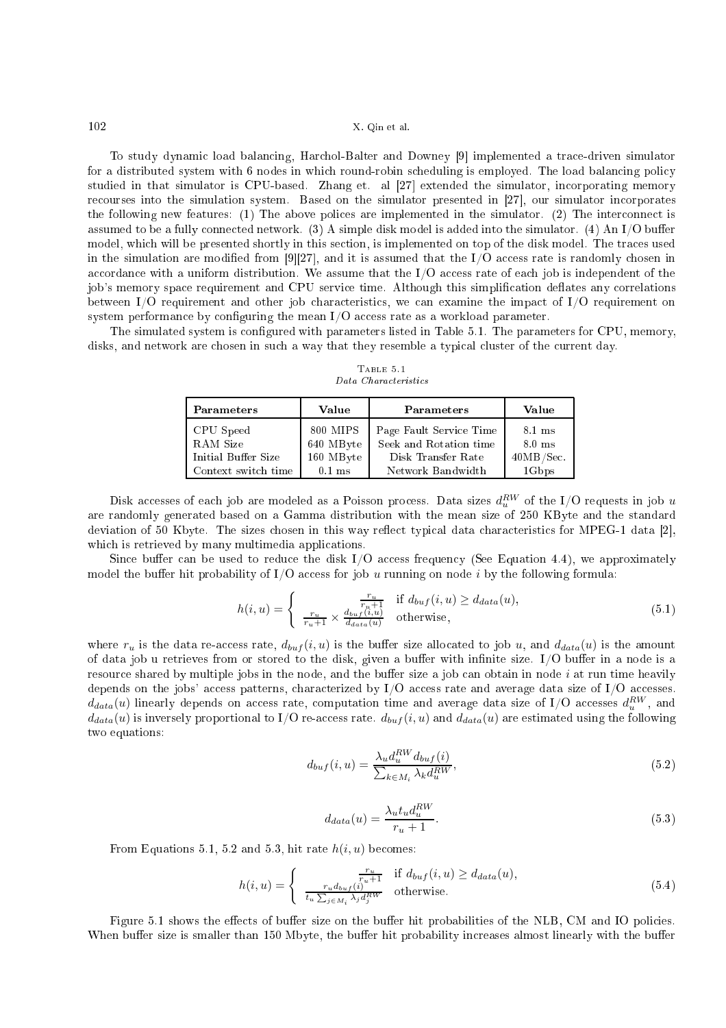To study dynamic load balancing, Harchol-Balter and Downey [9] implemented a trace-driven simulator for a distributed system with 6 nodes in which round-robin scheduling is employed. The load balancing policy studied in that simulator is CPU-based. Zhang et. al [27] extended the simulator, incorporating memory recourses into the simulation system. Based on the simulator presented in [27], our simulator incorporates the following new features: (1) The above polices are implemented in the simulator. (2) The interconnect is assumed to be a fully connected network. (3) A simple disk model is added into the simulator. (4) An I/O buffer model, which will be presented shortly in this section, is implemented on top of the disk model. The traces used in the simulation are modified from [9][27], and it is assumed that the I/O access rate is randomly chosen in accordance with a uniform distribution. We assume that the I/O access rate of each job is independent of the job's memory space requirement and CPU service time. Although this simplification deflates any correlations between I/O requirement and other job characteristics, we can examine the impact of I/O requirement on system performance by configuring the mean I/O access rate as a workload parameter.

The simulated system is configured with parameters listed in Table 5.1. The parameters for CPU, memory, disks, and network are chosen in such a way that they resemble a typical cluster of the current day.

Table 5.1
*Data Characteristics*

| Parameters | Value | Parameters | Value |
|---|---|---|---|
| CPU Speed | 800 MIPS | Page Fault Service Time | 8.1 ms |
| RAM Size | 640 MByte | Seek and Rotation time | 8.0 ms |
| Initial Buffer Size | 160 MByte | Disk Transfer Rate | 40MB/Sec. |
| Context switch time | 0.1 ms | Network Bandwidth | 1Gbps |

Disk accesses of each job are modeled as a Poisson process. Data sizes $d_u^{RW}$ of the I/O requests in job $u$ are randomly generated based on a Gamma distribution with the mean size of 250 KByte and the standard deviation of 50 Kbyte. The sizes chosen in this way reflect typical data characteristics for MPEG-1 data [2], which is retrieved by many multimedia applications.

Since buffer can be used to reduce the disk I/O access frequency (See Equation 4.4), we approximately model the buffer hit probability of I/O access for job $u$ running on node $i$ by the following formula:

$$h(i,u) = \begin{cases} \frac{r_u}{r_u+1} & \text{if } d_{buf}(i,u) \geq d_{data}(u), \\ \frac{r_u}{r_u+1} \times \frac{d_{buf}(i,u)}{d_{data}(u)} & \text{otherwise,} \end{cases} \tag{5.1}$$

where $r_u$ is the data re-access rate, $d_{buf}(i,u)$ is the buffer size allocated to job $u$, and $d_{data}(u)$ is the amount of data job u retrieves from or stored to the disk, given a buffer with infinite size. I/O buffer in a node is a resource shared by multiple jobs in the node, and the buffer size a job can obtain in node $i$ at run time heavily depends on the jobs' access patterns, characterized by I/O access rate and average data size of I/O accesses. $d_{data}(u)$ linearly depends on access rate, computation time and average data size of I/O accesses $d_u^{RW}$, and $d_{data}(u)$ is inversely proportional to I/O re-access rate. $d_{buf}(i,u)$ and $d_{data}(u)$ are estimated using the following two equations:

$$d_{buf}(i,u) = \frac{\lambda_u d_u^{RW} d_{buf}(i)}{\sum_{k \in M_i} \lambda_k d_u^{RW}}, \tag{5.2}$$

$$d_{data}(u) = \frac{\lambda_u t_u d_u^{RW}}{r_u + 1}. \tag{5.3}$$

From Equations 5.1, 5.2 and 5.3, hit rate $h(i,u)$ becomes:

$$h(i,u) = \begin{cases} \frac{r_u}{r_u+1} & \text{if } d_{buf}(i,u) \geq d_{data}(u), \\ \frac{r_u d_{buf}(i)}{t_u \sum_{j \in M_i} \lambda_j d_j^{RW}} & \text{otherwise.} \end{cases} \tag{5.4}$$

Figure 5.1 shows the effects of buffer size on the buffer hit probabilities of the NLB, CM and IO policies. When buffer size is smaller than 150 Mbyte, the buffer hit probability increases almost linearly with the buffer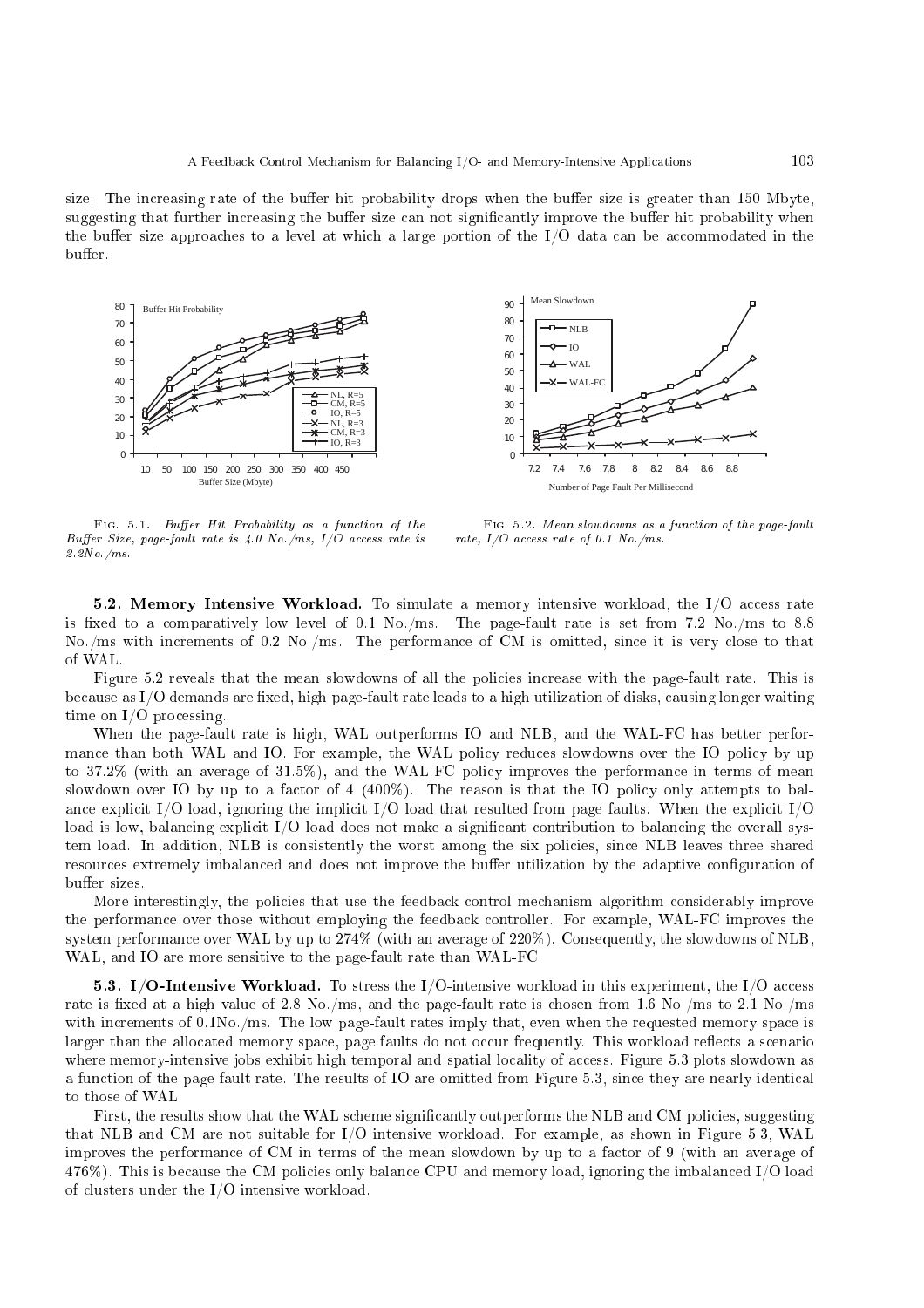size. The increasing rate of the buffer hit probability drops when the buffer size is greater than 150 Mbyte, suggesting that further increasing the buffer size can not significantly improve the buffer hit probability when the buffer size approaches to a level at which a large portion of the I/O data can be accommodated in the buffer.

Fig. 5.1. *Buffer Hit Probability as a function of the Buffer Size, page-fault rate is 4.0 No./ms, I/O access rate is 2.2No./ms.*

Fig. 5.2. *Mean slowdowns as a function of the page-fault rate, I/O access rate of 0.1 No./ms.*

**5.2. Memory Intensive Workload.** To simulate a memory intensive workload, the I/O access rate is fixed to a comparatively low level of 0.1 No./ms. The page-fault rate is set from 7.2 No./ms to 8.8 No./ms with increments of 0.2 No./ms. The performance of CM is omitted, since it is very close to that of WAL.

Figure 5.2 reveals that the mean slowdowns of all the policies increase with the page-fault rate. This is because as I/O demands are fixed, high page-fault rate leads to a high utilization of disks, causing longer waiting time on I/O processing.

When the page-fault rate is high, WAL outperforms IO and NLB, and the WAL-FC has better performance than both WAL and IO. For example, the WAL policy reduces slowdowns over the IO policy by up to 37.2% (with an average of 31.5%), and the WAL-FC policy improves the performance in terms of mean slowdown over IO by up to a factor of 4 (400%). The reason is that the IO policy only attempts to balance explicit I/O load, ignoring the implicit I/O load that resulted from page faults. When the explicit I/O load is low, balancing explicit I/O load does not make a significant contribution to balancing the overall system load. In addition, NLB is consistently the worst among the six policies, since NLB leaves three shared resources extremely imbalanced and does not improve the buffer utilization by the adaptive configuration of buffer sizes.

More interestingly, the policies that use the feedback control mechanism algorithm considerably improve the performance over those without employing the feedback controller. For example, WAL-FC improves the system performance over WAL by up to 274% (with an average of 220%). Consequently, the slowdowns of NLB, WAL, and IO are more sensitive to the page-fault rate than WAL-FC.

**5.3. I/O-Intensive Workload.** To stress the I/O-intensive workload in this experiment, the I/O access rate is fixed at a high value of 2.8 No./ms, and the page-fault rate is chosen from 1.6 No./ms to 2.1 No./ms with increments of 0.1No./ms. The low page-fault rates imply that, even when the requested memory space is larger than the allocated memory space, page faults do not occur frequently. This workload reflects a scenario where memory-intensive jobs exhibit high temporal and spatial locality of access. Figure 5.3 plots slowdown as a function of the page-fault rate. The results of IO are omitted from Figure 5.3, since they are nearly identical to those of WAL.

First, the results show that the WAL scheme significantly outperforms the NLB and CM policies, suggesting that NLB and CM are not suitable for I/O intensive workload. For example, as shown in Figure 5.3, WAL improves the performance of CM in terms of the mean slowdown by up to a factor of 9 (with an average of 476%). This is because the CM policies only balance CPU and memory load, ignoring the imbalanced I/O load of clusters under the I/O intensive workload.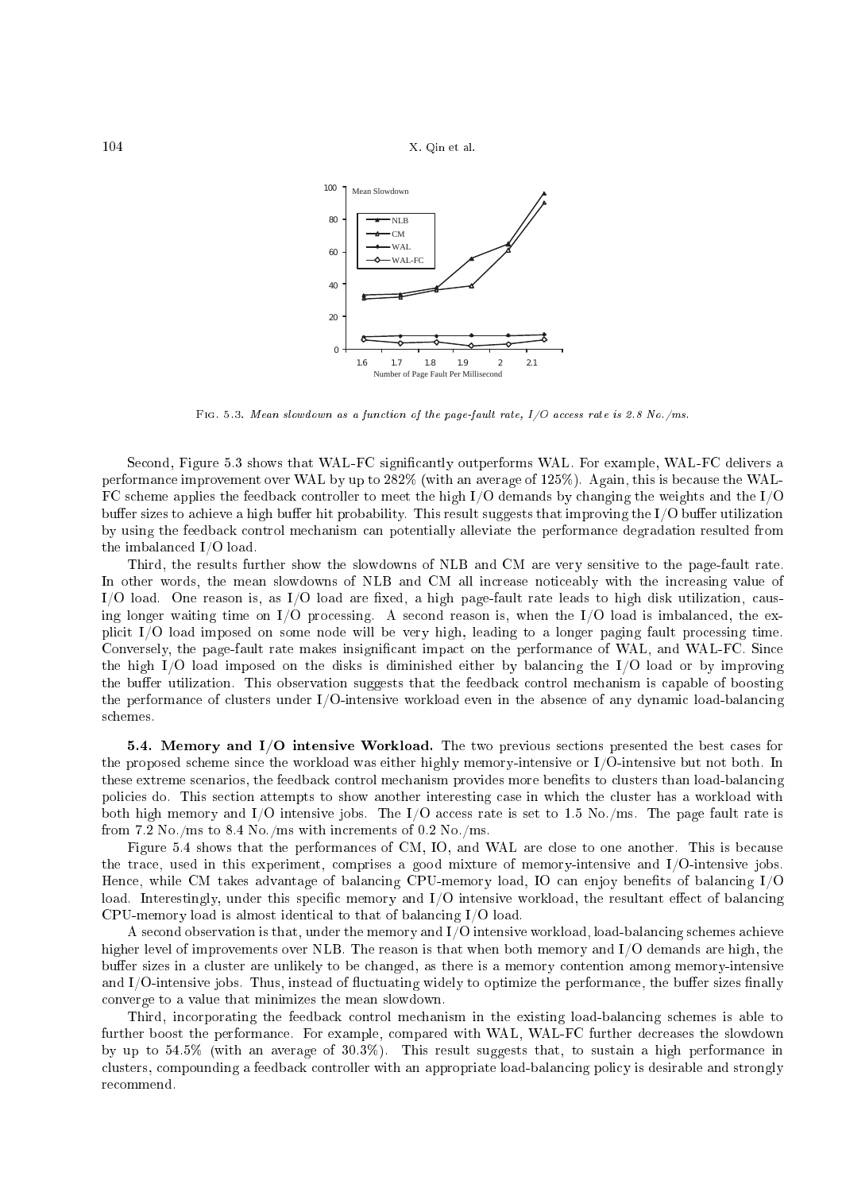Fig. 5.3. *Mean slowdown as a function of the page-fault rate, I/O access rate is 2.8 No./ms.*

Second, Figure 5.3 shows that WAL-FC significantly outperforms WAL. For example, WAL-FC delivers a performance improvement over WAL by up to 282% (with an average of 125%). Again, this is because the WAL-FC scheme applies the feedback controller to meet the high I/O demands by changing the weights and the I/O buffer sizes to achieve a high buffer hit probability. This result suggests that improving the I/O buffer utilization by using the feedback control mechanism can potentially alleviate the performance degradation resulted from the imbalanced I/O load.

Third, the results further show the slowdowns of NLB and CM are very sensitive to the page-fault rate. In other words, the mean slowdowns of NLB and CM all increase noticeably with the increasing value of I/O load. One reason is, as I/O load are fixed, a high page-fault rate leads to high disk utilization, causing longer waiting time on I/O processing. A second reason is, when the I/O load is imbalanced, the explicit I/O load imposed on some node will be very high, leading to a longer paging fault processing time. Conversely, the page-fault rate makes insignificant impact on the performance of WAL, and WAL-FC. Since the high I/O load imposed on the disks is diminished either by balancing the I/O load or by improving the buffer utilization. This observation suggests that the feedback control mechanism is capable of boosting the performance of clusters under I/O-intensive workload even in the absence of any dynamic load-balancing schemes.

**5.4. Memory and I/O intensive Workload.** The two previous sections presented the best cases for the proposed scheme since the workload was either highly memory-intensive or I/O-intensive but not both. In these extreme scenarios, the feedback control mechanism provides more benefits to clusters than load-balancing policies do. This section attempts to show another interesting case in which the cluster has a workload with both high memory and I/O intensive jobs. The I/O access rate is set to 1.5 No./ms. The page fault rate is from 7.2 No./ms to 8.4 No./ms with increments of 0.2 No./ms.

Figure 5.4 shows that the performances of CM, IO, and WAL are close to one another. This is because the trace, used in this experiment, comprises a good mixture of memory-intensive and I/O-intensive jobs. Hence, while CM takes advantage of balancing CPU-memory load, IO can enjoy benefits of balancing I/O load. Interestingly, under this specific memory and I/O intensive workload, the resultant effect of balancing CPU-memory load is almost identical to that of balancing I/O load.

A second observation is that, under the memory and I/O intensive workload, load-balancing schemes achieve higher level of improvements over NLB. The reason is that when both memory and I/O demands are high, the buffer sizes in a cluster are unlikely to be changed, as there is a memory contention among memory-intensive and I/O-intensive jobs. Thus, instead of fluctuating widely to optimize the performance, the buffer sizes finally converge to a value that minimizes the mean slowdown.

Third, incorporating the feedback control mechanism in the existing load-balancing schemes is able to further boost the performance. For example, compared with WAL, WAL-FC further decreases the slowdown by up to 54.5% (with an average of 30.3%). This result suggests that, to sustain a high performance in clusters, compounding a feedback controller with an appropriate load-balancing policy is desirable and strongly recommend.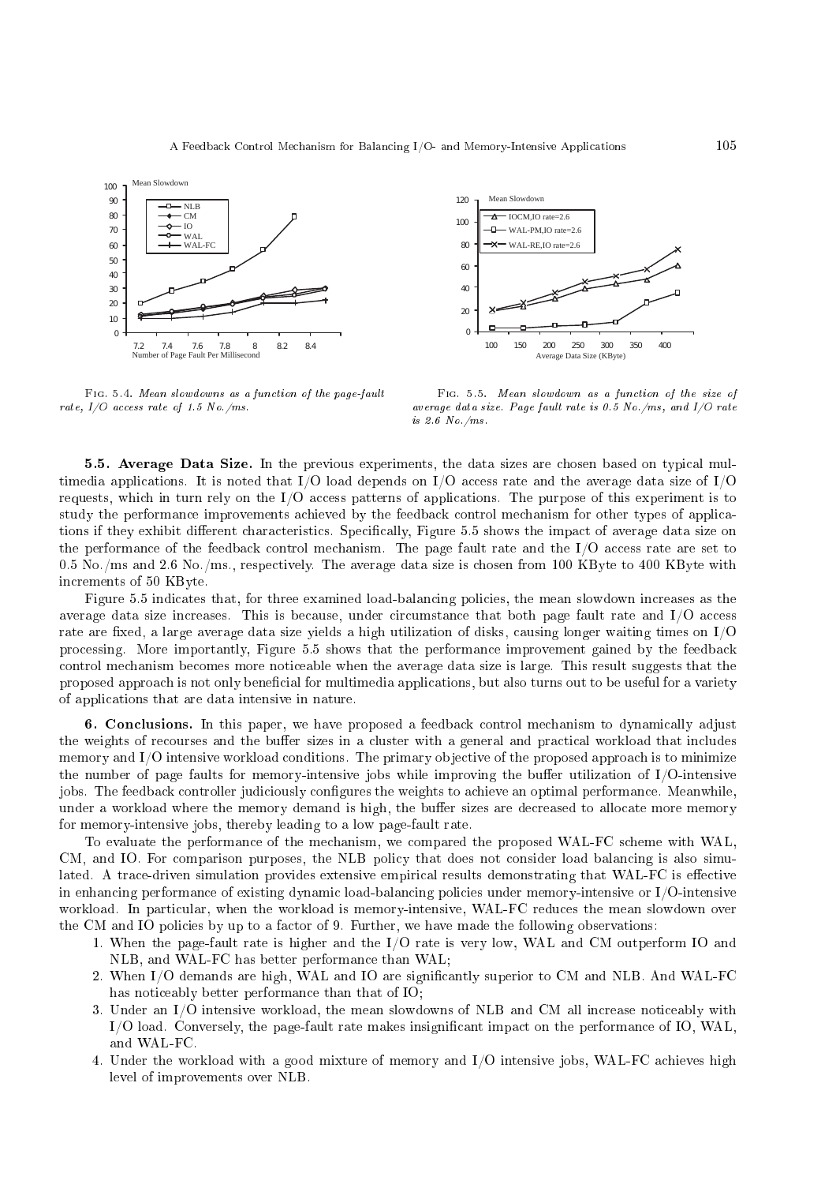Fig. 5.4. *Mean slowdowns as a function of the page-fault rate, I/O access rate of 1.5 No./ms.*

Fig. 5.5. *Mean slowdown as a function of the size of average data size. Page fault rate is 0.5 No./ms, and I/O rate is 2.6 No./ms.*

**5.5. Average Data Size.** In the previous experiments, the data sizes are chosen based on typical multimedia applications. It is noted that I/O load depends on I/O access rate and the average data size of I/O requests, which in turn rely on the I/O access patterns of applications. The purpose of this experiment is to study the performance improvements achieved by the feedback control mechanism for other types of applications if they exhibit different characteristics. Specifically, Figure 5.5 shows the impact of average data size on the performance of the feedback control mechanism. The page fault rate and the I/O access rate are set to 0.5 No./ms and 2.6 No./ms., respectively. The average data size is chosen from 100 KByte to 400 KByte with increments of 50 KByte.

Figure 5.5 indicates that, for three examined load-balancing policies, the mean slowdown increases as the average data size increases. This is because, under circumstance that both page fault rate and I/O access rate are fixed, a large average data size yields a high utilization of disks, causing longer waiting times on I/O processing. More importantly, Figure 5.5 shows that the performance improvement gained by the feedback control mechanism becomes more noticeable when the average data size is large. This result suggests that the proposed approach is not only beneficial for multimedia applications, but also turns out to be useful for a variety of applications that are data intensive in nature.

**6. Conclusions.** In this paper, we have proposed a feedback control mechanism to dynamically adjust the weights of recourses and the buffer sizes in a cluster with a general and practical workload that includes memory and I/O intensive workload conditions. The primary objective of the proposed approach is to minimize the number of page faults for memory-intensive jobs while improving the buffer utilization of I/O-intensive jobs. The feedback controller judiciously configures the weights to achieve an optimal performance. Meanwhile, under a workload where the memory demand is high, the buffer sizes are decreased to allocate more memory for memory-intensive jobs, thereby leading to a low page-fault rate.

To evaluate the performance of the mechanism, we compared the proposed WAL-FC scheme with WAL, CM, and IO. For comparison purposes, the NLB policy that does not consider load balancing is also simulated. A trace-driven simulation provides extensive empirical results demonstrating that WAL-FC is effective in enhancing performance of existing dynamic load-balancing policies under memory-intensive or I/O-intensive workload. In particular, when the workload is memory-intensive, WAL-FC reduces the mean slowdown over the CM and IO policies by up to a factor of 9. Further, we have made the following observations:

1. When the page-fault rate is higher and the I/O rate is very low, WAL and CM outperform IO and NLB, and WAL-FC has better performance than WAL;
2. When I/O demands are high, WAL and IO are significantly superior to CM and NLB. And WAL-FC has noticeably better performance than that of IO;
3. Under an I/O intensive workload, the mean slowdowns of NLB and CM all increase noticeably with I/O load. Conversely, the page-fault rate makes insignificant impact on the performance of IO, WAL, and WAL-FC.
4. Under the workload with a good mixture of memory and I/O intensive jobs, WAL-FC achieves high level of improvements over NLB.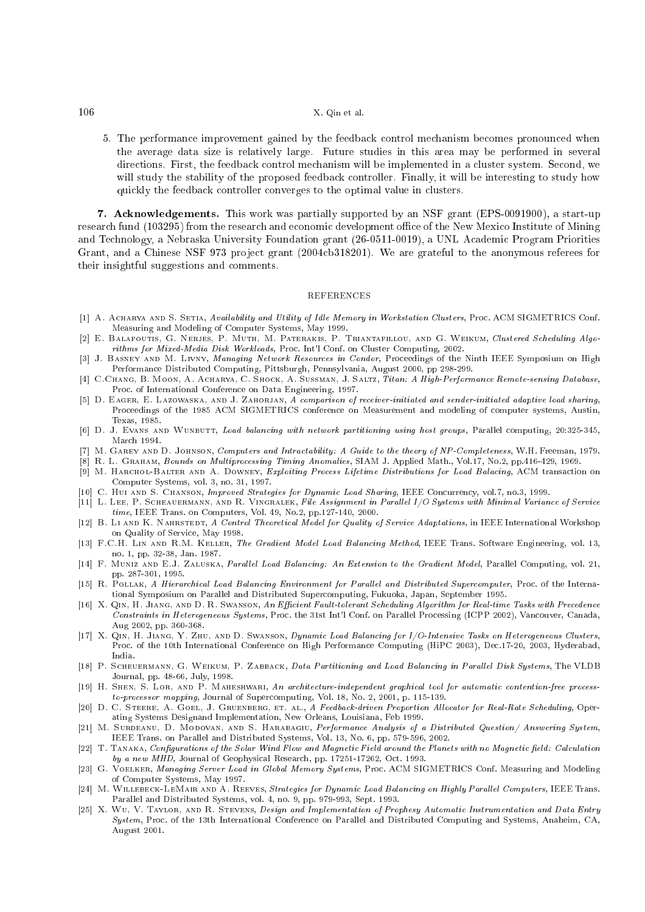5. The performance improvement gained by the feedback control mechanism becomes pronounced when the average data size is relatively large. Future studies in this area may be performed in several directions. First, the feedback control mechanism will be implemented in a cluster system. Second, we will study the stability of the proposed feedback controller. Finally, it will be interesting to study how quickly the feedback controller converges to the optimal value in clusters.

**7. Acknowledgements.** This work was partially supported by an NSF grant (EPS-0091900), a start-up research fund (103295) from the research and economic development office of the New Mexico Institute of Mining and Technology, a Nebraska University Foundation grant (26-0511-0019), a UNL Academic Program Priorities Grant, and a Chinese NSF 973 project grant (2004cb318201). We are grateful to the anonymous referees for their insightful suggestions and comments.

## REFERENCES

[1] A. Acharya and S. Setia, *Availability and Utility of Idle Memory in Workstation Clusters*, Proc. ACM SIGMETRICS Conf. Measuring and Modeling of Computer Systems, May 1999.

[2] E. Balafoutis, G. Nerjes, P. Muth, M. Paterakis, P. Triantafillou, and G. Weikum, *Clustered Scheduling Algorithms for Mixed-Media Disk Workloads*, Proc. Int'l Conf. on Cluster Computing, 2002.

[3] J. Basney and M. Livny, *Managing Network Resources in Condor*, Proceedings of the Ninth IEEE Symposium on High Performance Distributed Computing, Pittsburgh, Pennsylvania, August 2000, pp 298-299.

[4] C.Chang, B. Moon, A. Acharya, C. Shock, A. Sussman, J. Saltz, *Titan: A High-Performance Remote-sensing Database*, Proc. of International Conference on Data Engineering, 1997.

[5] D. Eager, E. Lazowaska, and J. Zahorjan, *A comparison of receiver-initiated and sender-initiated adaptive load sharing*, Proceedings of the 1985 ACM SIGMETRICS conference on Measurement and modeling of computer systems, Austin, Texas, 1985.

[6] D. J. Evans and Wunbutt, *Load balancing with network partitioning using host groups*, Parallel computing, 20:325-345, March 1994.

[7] M. Garey and D. Johnson, *Computers and Intractability: A Guide to the theory of NP-Completeness*, W.H. Freeman, 1979.

[8] R. L. Graham, *Bounds on Multiprocessing Timing Anomalies*, SIAM J. Applied Math., Vol.17, No.2, pp.416-429, 1969.

[9] M. Harchol-Balter and A. Downey, *Exploiting Process Lifetime Distributions for Load Balacing*, ACM transaction on Computer Systems, vol. 3, no. 31, 1997.

[10] C. Hui and S. Chanson, *Improved Strategies for Dynamic Load Sharing*, IEEE Concurrency, vol.7, no.3, 1999.

[11] L. Lee, P. Scheauermann, and R. Vingralek, *File Assignment in Parallel I/O Systems with Minimal Variance of Service time*, IEEE Trans. on Computers, Vol. 49, No.2, pp.127-140, 2000.

[12] B. Li and K. Nahrstedt, *A Control Theoretical Model for Quality of Service Adaptations*, in IEEE International Workshop on Quality of Service, May 1998.

[13] F.C.H. Lin and R.M. Keller, *The Gradient Model Load Balancing Method*, IEEE Trans. Software Engineering, vol. 13, no. 1, pp. 32-38, Jan. 1987.

[14] F. Muniz and E.J. Zaluska, *Parallel Load Balancing: An Extension to the Gradient Model*, Parallel Computing, vol. 21, pp. 287-301, 1995.

[15] R. Pollak, *A Hierarchical Load Balancing Environment for Parallel and Distributed Supercomputer*, Proc. of the International Symposium on Parallel and Distributed Supercomputing, Fukuoka, Japan, September 1995.

[16] X. Qin, H. Jiang, and D. R. Swanson, *An Efficient Fault-tolerant Scheduling Algorithm for Real-time Tasks with Precedence Constraints in Heterogeneous Systems*, Proc. the 31st Int'l Conf. on Parallel Processing (ICPP 2002), Vancouver, Canada, Aug 2002, pp. 360-368.

[17] X. Qin, H. Jiang, Y. Zhu, and D. Swanson, *Dynamic Load Balancing for I/O-Intensive Tasks on Heterogeneous Clusters*, Proc. of the 10th International Conference on High Performance Computing (HiPC 2003), Dec.17-20, 2003, Hyderabad, India.

[18] P. Scheuermann, G. Weikum, P. Zabback, *Data Partitioning and Load Balancing in Parallel Disk Systems*, The VLDB Journal, pp. 48-66, July, 1998.

[19] H. Shen, S. Lor, and P. Maheshwari, *An architecture-independent graphical tool for automatic contention-free process-to-processor mapping*, Journal of Supercomputing, Vol. 18, No. 2, 2001, p. 115-139.

[20] D. C. Steere, A. Goel, J. Gruenberg, et. al., *A Feedback-driven Proportion Allocator for Real-Rate Scheduling*, Operating Systems Designand Implementation, New Orleans, Louisiana, Feb 1999.

[21] M. Surdeanu, D. Modovan, and S. Harabagiu, *Performance Analysis of a Distributed Question/ Answering System*, IEEE Trans. on Parallel and Distributed Systems, Vol. 13, No. 6, pp. 579-596, 2002.

[22] T. Tanaka, *Configurations of the Solar Wind Flow and Magnetic Field around the Planets with no Magnetic field: Calculation by a new MHD*, Journal of Geophysical Research, pp. 17251-17262, Oct. 1993.

[23] G. Voelker, *Managing Server Load in Global Memory Systems*, Proc. ACM SIGMETRICS Conf. Measuring and Modeling of Computer Systems, May 1997.

[24] M. Willebeck-LeMair and A. Reeves, *Strategies for Dynamic Load Balancing on Highly Parallel Computers*, IEEE Trans. Parallel and Distributed Systems, vol. 4, no. 9, pp. 979-993, Sept. 1993.

[25] X. Wu, V. Taylor, and R. Stevens, *Design and Implementation of Prophesy Automatic Instrumentation and Data Entry System*, Proc. of the 13th International Conference on Parallel and Distributed Computing and Systems, Anaheim, CA, August 2001.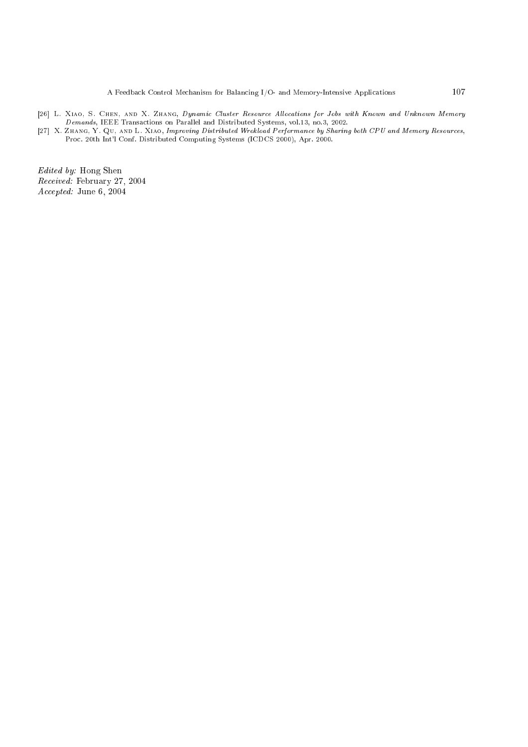[26] L. Xiao, S. Chen, and X. Zhang, *Dynamic Cluster Resource Allocations for Jobs with Known and Unknown Memory Demands*, IEEE Transactions on Parallel and Distributed Systems, vol.13, no.3, 2002.

[27] X. Zhang, Y. Qu, and L. Xiao, *Improving Distributed Wrokload Performance by Sharing both CPU and Memory Resources*, Proc. 20th Int'l Conf. Distributed Computing Systems (ICDCS 2000), Apr. 2000.

*Edited by:* Hong Shen
*Received:* February 27, 2004
*Accepted:* June 6, 2004